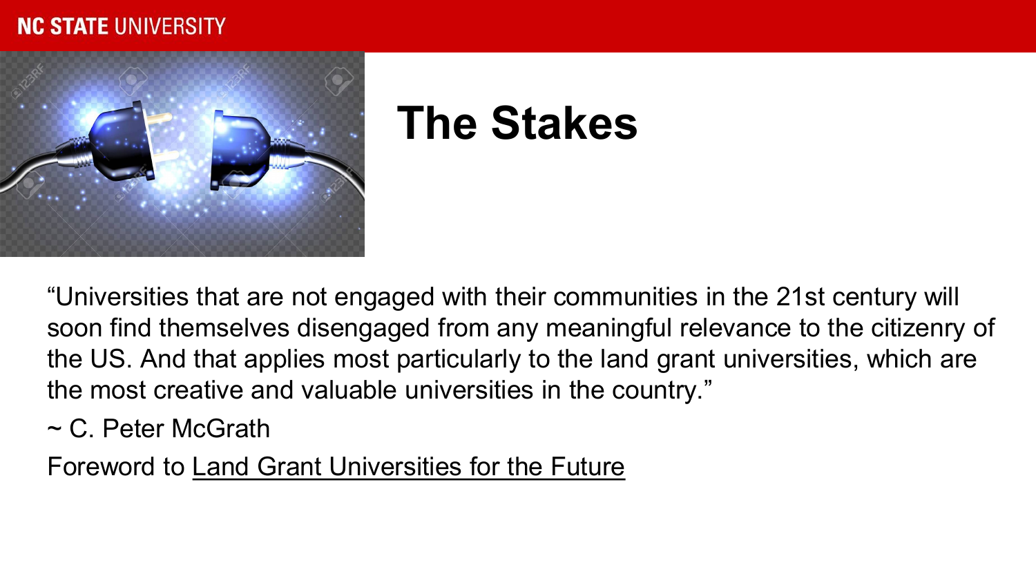# The Stakes

"Universities that are not engaged with their communities in the 21st century will soon find themselves disengaged from any meaningful relevance to the citizenry of the US. And that applies most particularly to the land grant universities, which are the most creative and valuable universities in the country."

~ C. Peter McGrath

Foreword to Land Grant Universities for the Future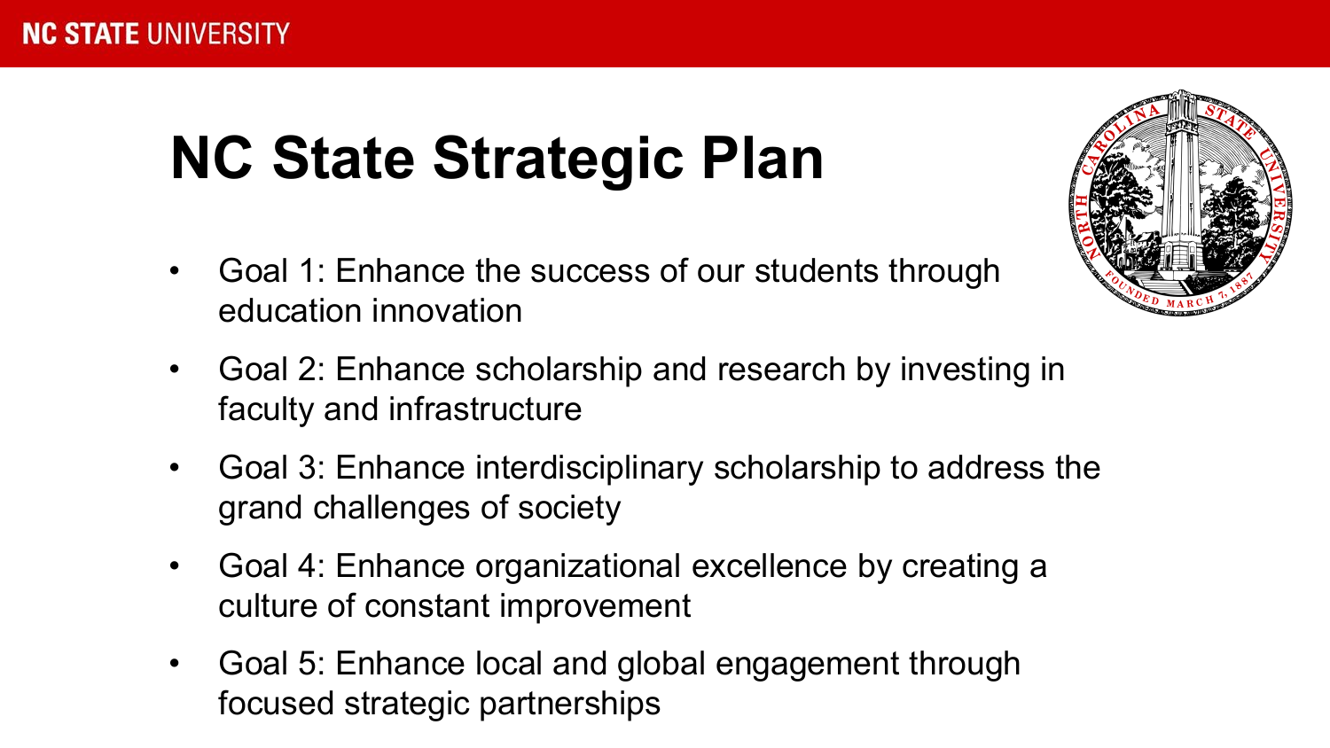# NC State Strategic Plan

- Goal 1: Enhance the success of our students through education innovation
- Goal 2: Enhance scholarship and research by investing in faculty and infrastructure
- Goal 3: Enhance interdisciplinary scholarship to address the grand challenges of society
- Goal 4: Enhance organizational excellence by creating a culture of constant improvement
- Goal 5: Enhance local and global engagement through focused strategic partnerships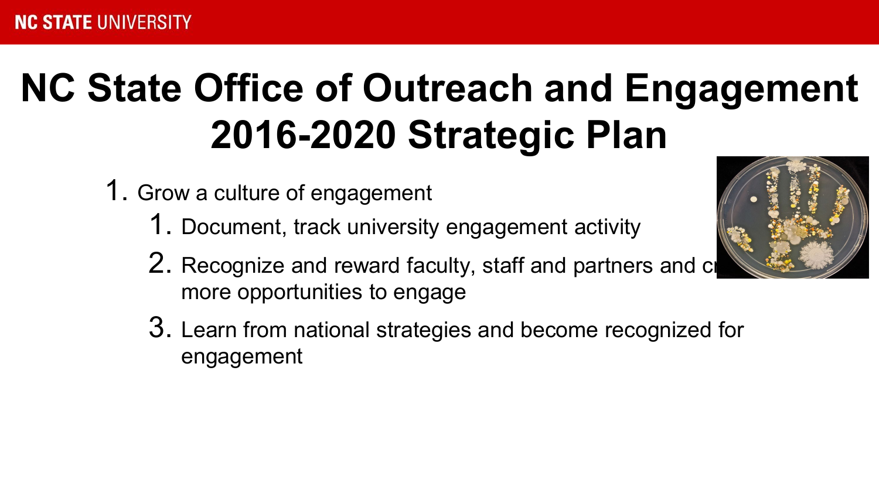# NC State Office of Outreach and Engagement 2016-2020 Strategic Plan

1. Grow a culture of engagement
   1. Document, track university engagement activity
   2. Recognize and reward faculty, staff and partners and cr more opportunities to engage
   3. Learn from national strategies and become recognized for engagement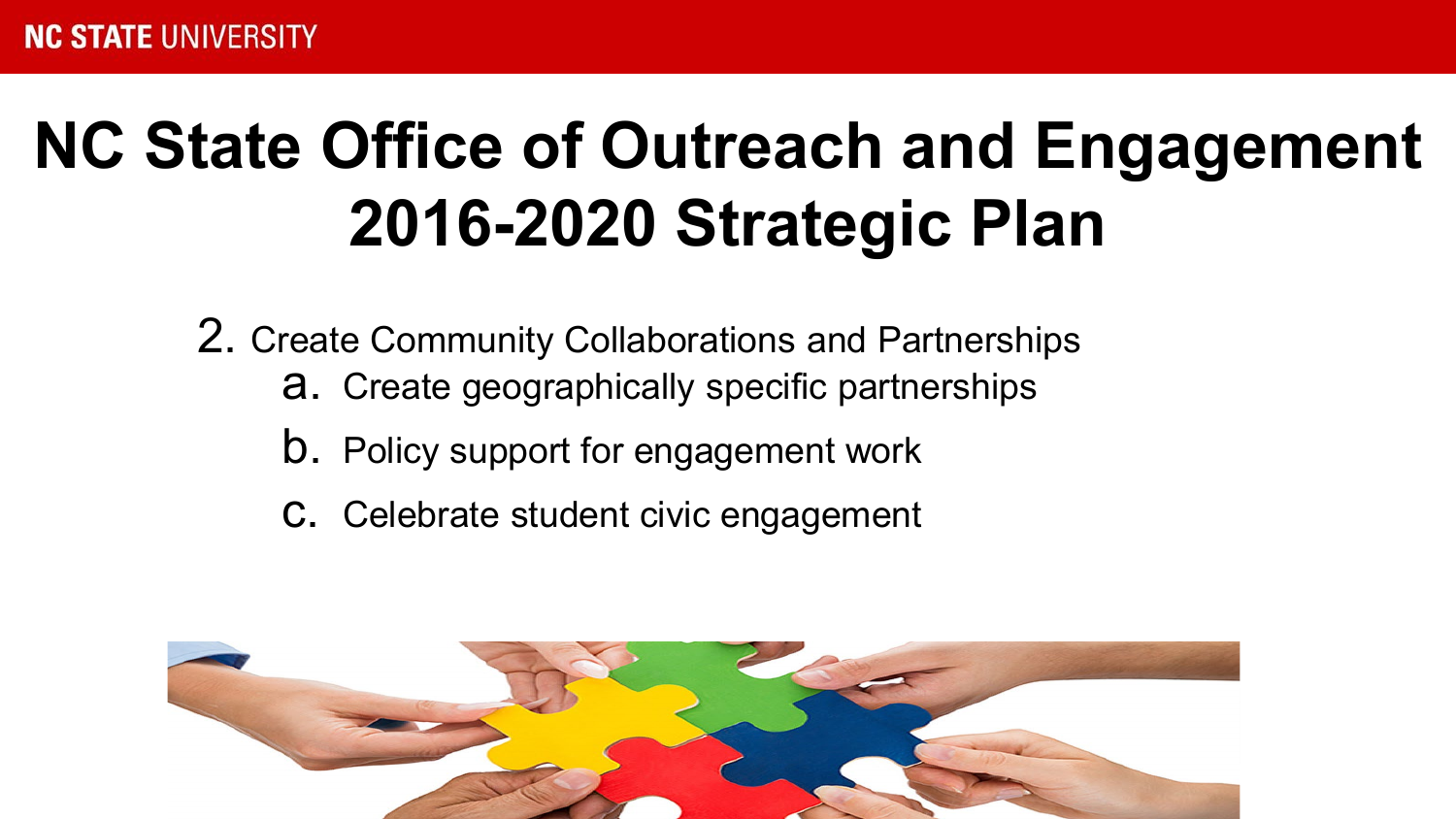# NC State Office of Outreach and Engagement 2016-2020 Strategic Plan

2. Create Community Collaborations and Partnerships
   a. Create geographically specific partnerships
   b. Policy support for engagement work
   c. Celebrate student civic engagement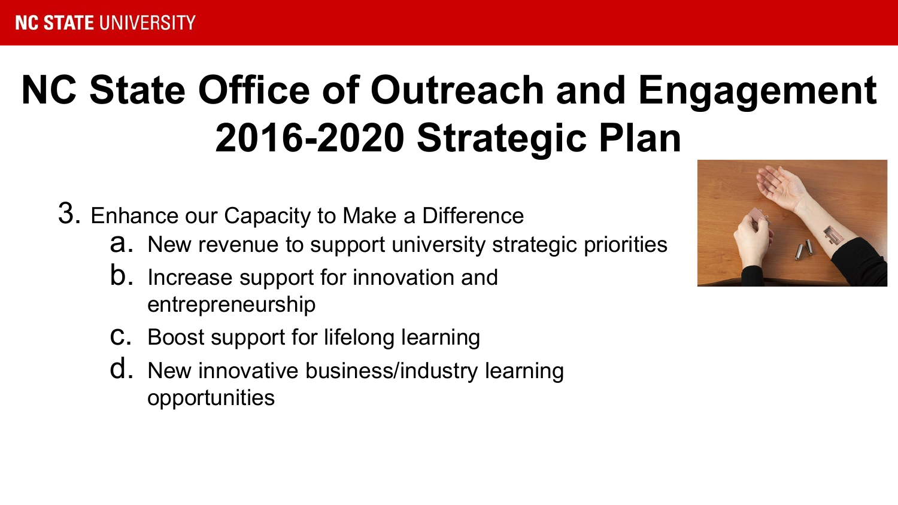# NC State Office of Outreach and Engagement 2016-2020 Strategic Plan

3. Enhance our Capacity to Make a Difference
    a. New revenue to support university strategic priorities
    b. Increase support for innovation and entrepreneurship
    c. Boost support for lifelong learning
    d. New innovative business/industry learning opportunities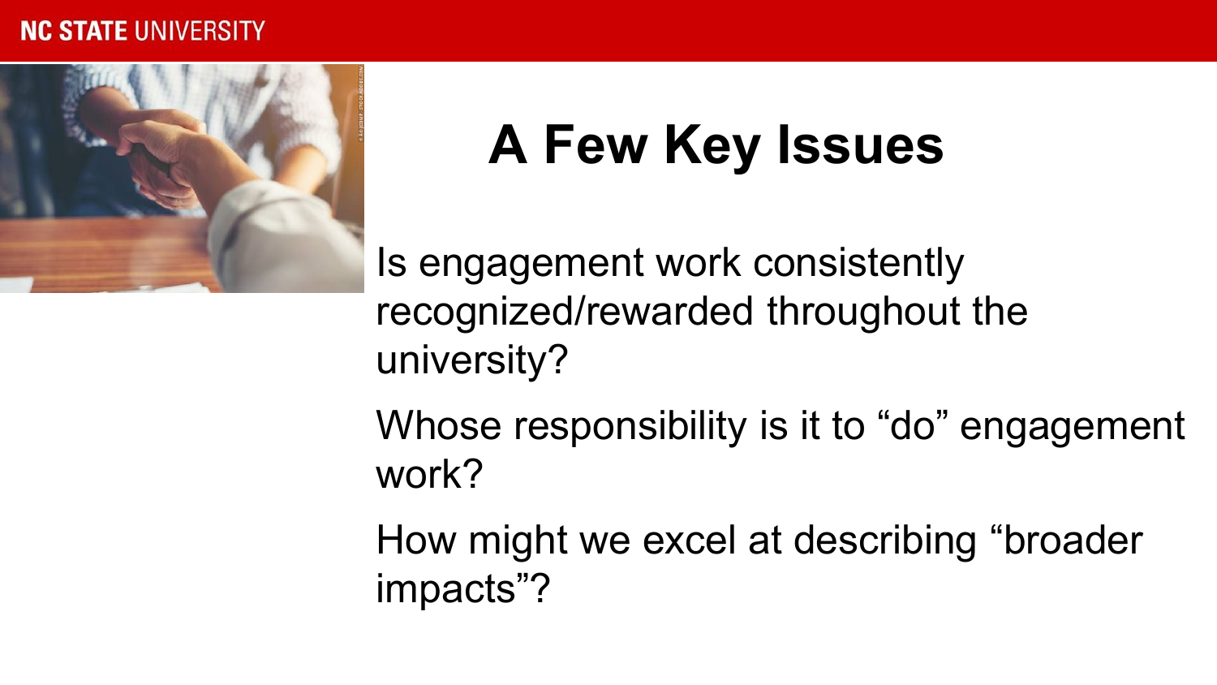# A Few Key Issues

Is engagement work consistently recognized/rewarded throughout the university?

Whose responsibility is it to “do” engagement work?

How might we excel at describing “broader impacts”?